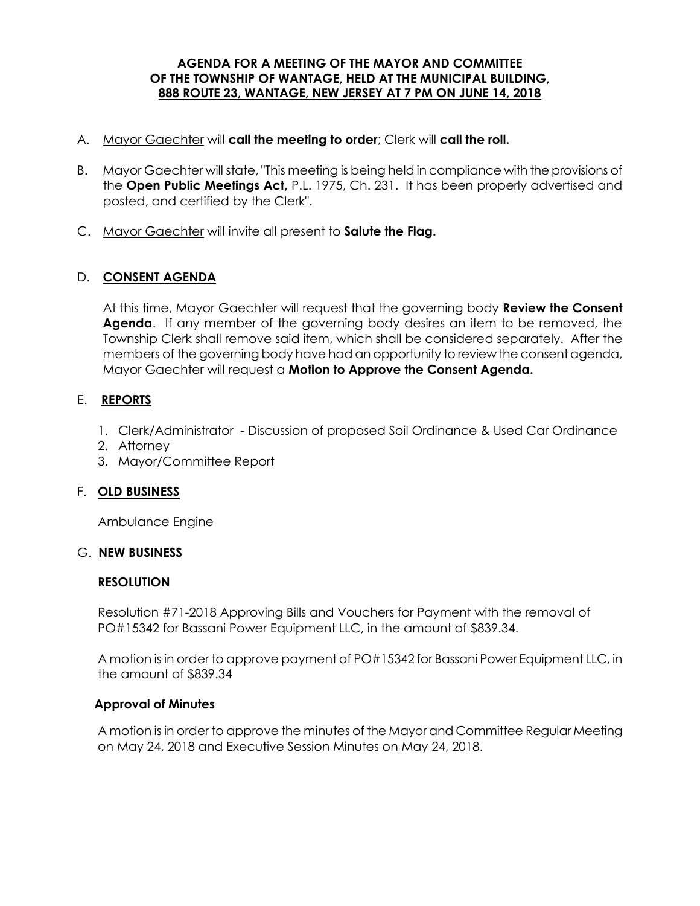**AGENDA FOR A MEETING OF THE MAYOR AND COMMITTEE OF THE TOWNSHIP OF WANTAGE, HELD AT THE MUNICIPAL BUILDING, 888 ROUTE 23, WANTAGE, NEW JERSEY AT 7 PM ON JUNE 14, 2018**

A. Mayor Gaechter will **call the meeting to order**; Clerk will **call the roll.**

B. Mayor Gaechter will state, "This meeting is being held in compliance with the provisions of the **Open Public Meetings Act,** P.L. 1975, Ch. 231. It has been properly advertised and posted, and certified by the Clerk".

C. Mayor Gaechter will invite all present to **Salute the Flag.**

D. **CONSENT AGENDA**

At this time, Mayor Gaechter will request that the governing body **Review the Consent Agenda**. If any member of the governing body desires an item to be removed, the Township Clerk shall remove said item, which shall be considered separately. After the members of the governing body have had an opportunity to review the consent agenda, Mayor Gaechter will request a **Motion to Approve the Consent Agenda.**

E. **REPORTS**

1. Clerk/Administrator - Discussion of proposed Soil Ordinance & Used Car Ordinance
2. Attorney
3. Mayor/Committee Report

F. **OLD BUSINESS**

Ambulance Engine

G. **NEW BUSINESS**

**RESOLUTION**

Resolution #71-2018 Approving Bills and Vouchers for Payment with the removal of PO#15342 for Bassani Power Equipment LLC, in the amount of $839.34.

A motion is in order to approve payment of PO#15342 for Bassani Power Equipment LLC, in the amount of $839.34

**Approval of Minutes**

A motion is in order to approve the minutes of the Mayor and Committee Regular Meeting on May 24, 2018 and Executive Session Minutes on May 24, 2018.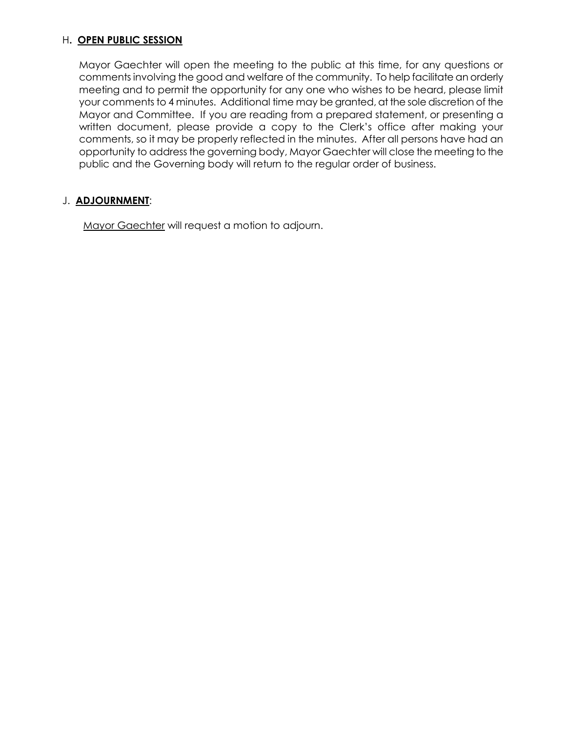## H. **OPEN PUBLIC SESSION**

Mayor Gaechter will open the meeting to the public at this time, for any questions or comments involving the good and welfare of the community. To help facilitate an orderly meeting and to permit the opportunity for any one who wishes to be heard, please limit your comments to 4 minutes. Additional time may be granted, at the sole discretion of the Mayor and Committee. If you are reading from a prepared statement, or presenting a written document, please provide a copy to the Clerk's office after making your comments, so it may be properly reflected in the minutes. After all persons have had an opportunity to address the governing body, Mayor Gaechter will close the meeting to the public and the Governing body will return to the regular order of business.

## J. **ADJOURNMENT**:

Mayor Gaechter will request a motion to adjourn.